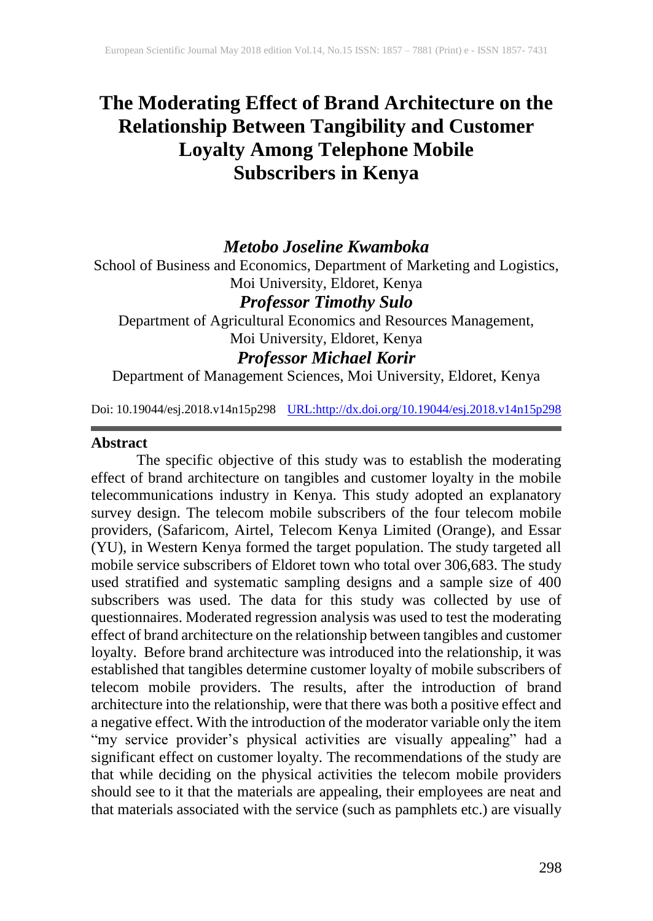# The Moderating Effect of Brand Architecture on the Relationship Between Tangibility and Customer Loyalty Among Telephone Mobile Subscribers in Kenya

***Metobo Joseline Kwamboka***

School of Business and Economics, Department of Marketing and Logistics, Moi University, Eldoret, Kenya

***Professor Timothy Sulo***

Department of Agricultural Economics and Resources Management, Moi University, Eldoret, Kenya

***Professor Michael Korir***

Department of Management Sciences, Moi University, Eldoret, Kenya

Doi: 10.19044/esj.2018.v14n15p298 URL:http://dx.doi.org/10.19044/esj.2018.v14n15p298

## Abstract

The specific objective of this study was to establish the moderating effect of brand architecture on tangibles and customer loyalty in the mobile telecommunications industry in Kenya. This study adopted an explanatory survey design. The telecom mobile subscribers of the four telecom mobile providers, (Safaricom, Airtel, Telecom Kenya Limited (Orange), and Essar (YU), in Western Kenya formed the target population. The study targeted all mobile service subscribers of Eldoret town who total over 306,683. The study used stratified and systematic sampling designs and a sample size of 400 subscribers was used. The data for this study was collected by use of questionnaires. Moderated regression analysis was used to test the moderating effect of brand architecture on the relationship between tangibles and customer loyalty. Before brand architecture was introduced into the relationship, it was established that tangibles determine customer loyalty of mobile subscribers of telecom mobile providers. The results, after the introduction of brand architecture into the relationship, were that there was both a positive effect and a negative effect. With the introduction of the moderator variable only the item "my service provider's physical activities are visually appealing" had a significant effect on customer loyalty. The recommendations of the study are that while deciding on the physical activities the telecom mobile providers should see to it that the materials are appealing, their employees are neat and that materials associated with the service (such as pamphlets etc.) are visually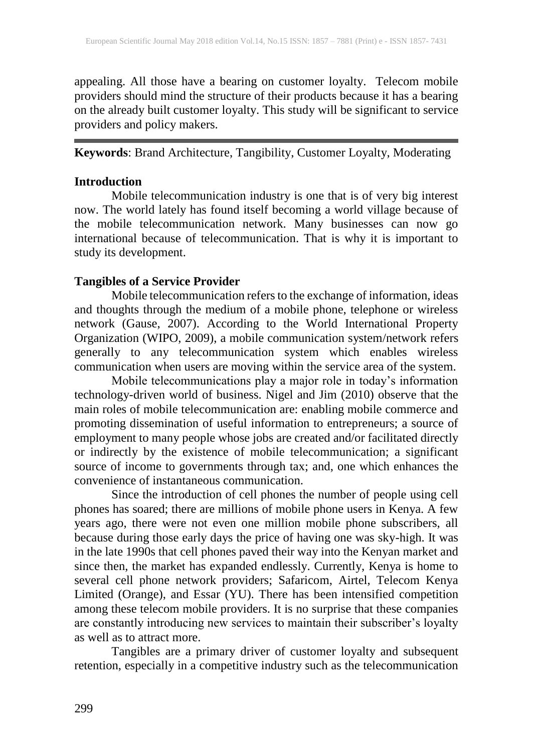appealing. All those have a bearing on customer loyalty. Telecom mobile providers should mind the structure of their products because it has a bearing on the already built customer loyalty. This study will be significant to service providers and policy makers.

---

**Keywords**: Brand Architecture, Tangibility, Customer Loyalty, Moderating

## Introduction

Mobile telecommunication industry is one that is of very big interest now. The world lately has found itself becoming a world village because of the mobile telecommunication network. Many businesses can now go international because of telecommunication. That is why it is important to study its development.

### Tangibles of a Service Provider

Mobile telecommunication refers to the exchange of information, ideas and thoughts through the medium of a mobile phone, telephone or wireless network (Gause, 2007). According to the World International Property Organization (WIPO, 2009), a mobile communication system/network refers generally to any telecommunication system which enables wireless communication when users are moving within the service area of the system.

Mobile telecommunications play a major role in today's information technology-driven world of business. Nigel and Jim (2010) observe that the main roles of mobile telecommunication are: enabling mobile commerce and promoting dissemination of useful information to entrepreneurs; a source of employment to many people whose jobs are created and/or facilitated directly or indirectly by the existence of mobile telecommunication; a significant source of income to governments through tax; and, one which enhances the convenience of instantaneous communication.

Since the introduction of cell phones the number of people using cell phones has soared; there are millions of mobile phone users in Kenya. A few years ago, there were not even one million mobile phone subscribers, all because during those early days the price of having one was sky-high. It was in the late 1990s that cell phones paved their way into the Kenyan market and since then, the market has expanded endlessly. Currently, Kenya is home to several cell phone network providers; Safaricom, Airtel, Telecom Kenya Limited (Orange), and Essar (YU). There has been intensified competition among these telecom mobile providers. It is no surprise that these companies are constantly introducing new services to maintain their subscriber's loyalty as well as to attract more.

Tangibles are a primary driver of customer loyalty and subsequent retention, especially in a competitive industry such as the telecommunication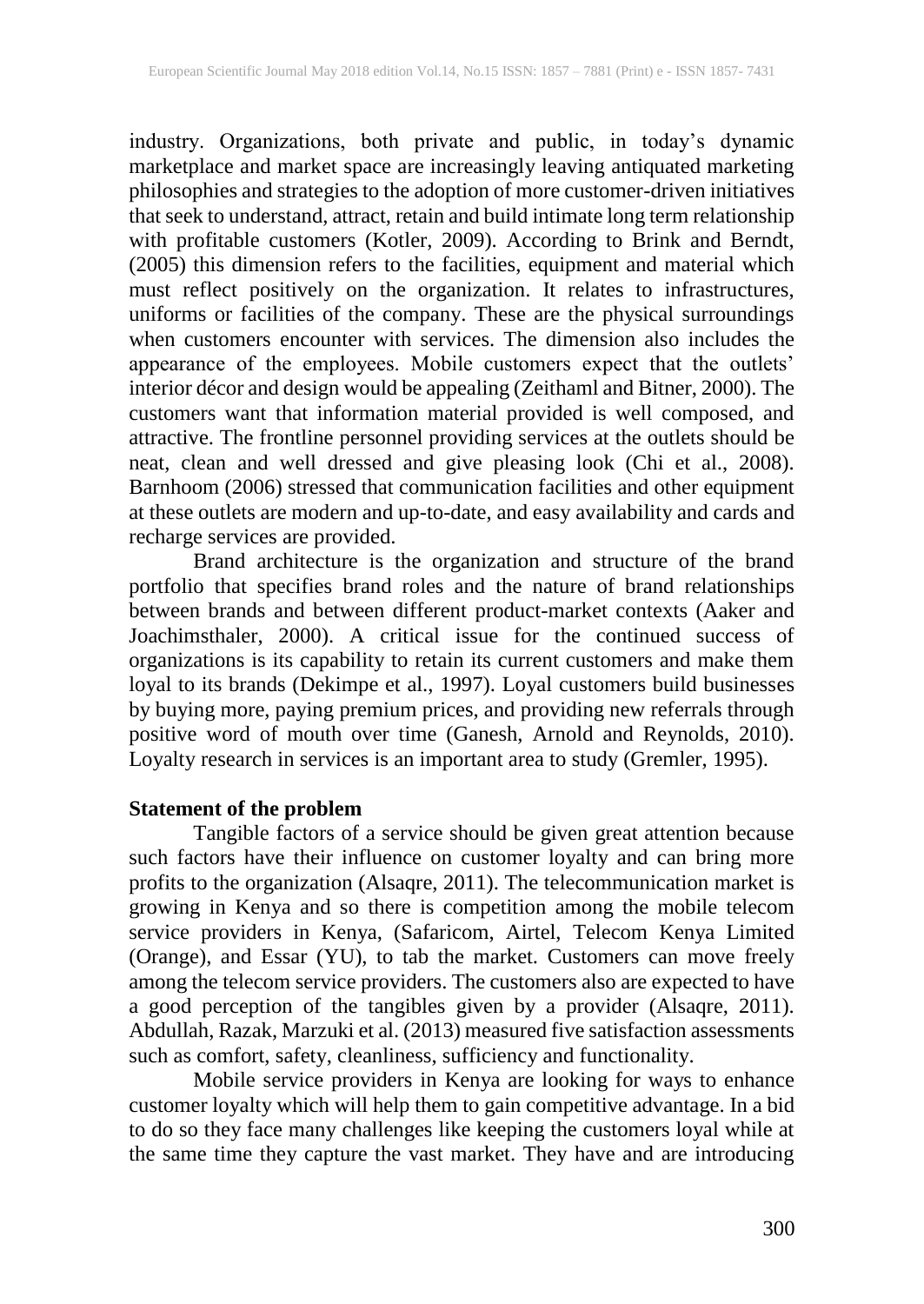industry. Organizations, both private and public, in today's dynamic marketplace and market space are increasingly leaving antiquated marketing philosophies and strategies to the adoption of more customer-driven initiatives that seek to understand, attract, retain and build intimate long term relationship with profitable customers (Kotler, 2009). According to Brink and Berndt, (2005) this dimension refers to the facilities, equipment and material which must reflect positively on the organization. It relates to infrastructures, uniforms or facilities of the company. These are the physical surroundings when customers encounter with services. The dimension also includes the appearance of the employees. Mobile customers expect that the outlets' interior décor and design would be appealing (Zeithaml and Bitner, 2000). The customers want that information material provided is well composed, and attractive. The frontline personnel providing services at the outlets should be neat, clean and well dressed and give pleasing look (Chi et al., 2008). Barnhoom (2006) stressed that communication facilities and other equipment at these outlets are modern and up-to-date, and easy availability and cards and recharge services are provided.

Brand architecture is the organization and structure of the brand portfolio that specifies brand roles and the nature of brand relationships between brands and between different product-market contexts (Aaker and Joachimsthaler, 2000). A critical issue for the continued success of organizations is its capability to retain its current customers and make them loyal to its brands (Dekimpe et al., 1997). Loyal customers build businesses by buying more, paying premium prices, and providing new referrals through positive word of mouth over time (Ganesh, Arnold and Reynolds, 2010). Loyalty research in services is an important area to study (Gremler, 1995).

**Statement of the problem**

Tangible factors of a service should be given great attention because such factors have their influence on customer loyalty and can bring more profits to the organization (Alsaqre, 2011). The telecommunication market is growing in Kenya and so there is competition among the mobile telecom service providers in Kenya, (Safaricom, Airtel, Telecom Kenya Limited (Orange), and Essar (YU), to tab the market. Customers can move freely among the telecom service providers. The customers also are expected to have a good perception of the tangibles given by a provider (Alsaqre, 2011). Abdullah, Razak, Marzuki et al. (2013) measured five satisfaction assessments such as comfort, safety, cleanliness, sufficiency and functionality.

Mobile service providers in Kenya are looking for ways to enhance customer loyalty which will help them to gain competitive advantage. In a bid to do so they face many challenges like keeping the customers loyal while at the same time they capture the vast market. They have and are introducing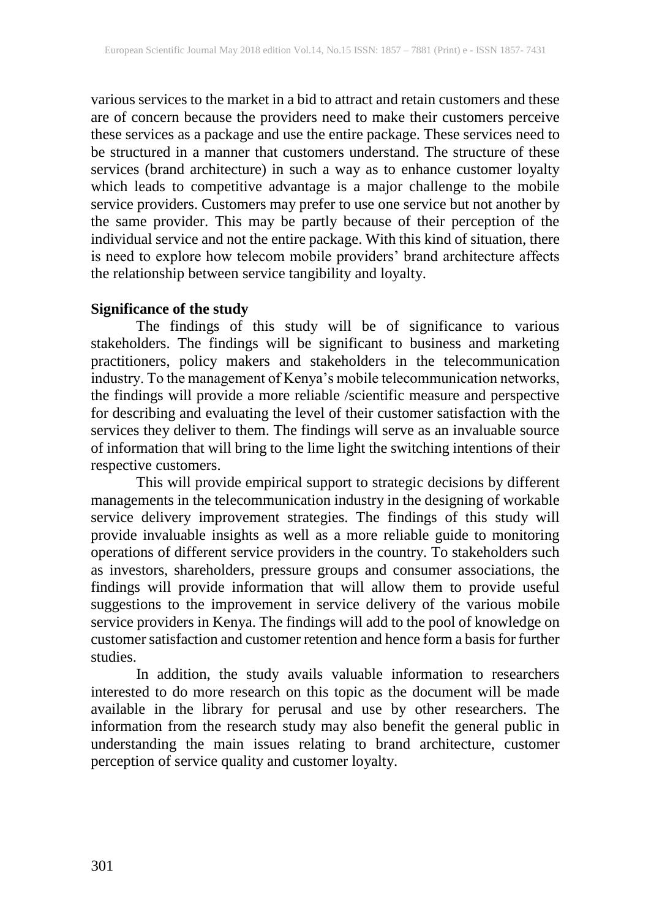various services to the market in a bid to attract and retain customers and these are of concern because the providers need to make their customers perceive these services as a package and use the entire package. These services need to be structured in a manner that customers understand. The structure of these services (brand architecture) in such a way as to enhance customer loyalty which leads to competitive advantage is a major challenge to the mobile service providers. Customers may prefer to use one service but not another by the same provider. This may be partly because of their perception of the individual service and not the entire package. With this kind of situation, there is need to explore how telecom mobile providers' brand architecture affects the relationship between service tangibility and loyalty.

**Significance of the study**

The findings of this study will be of significance to various stakeholders. The findings will be significant to business and marketing practitioners, policy makers and stakeholders in the telecommunication industry. To the management of Kenya's mobile telecommunication networks, the findings will provide a more reliable /scientific measure and perspective for describing and evaluating the level of their customer satisfaction with the services they deliver to them. The findings will serve as an invaluable source of information that will bring to the lime light the switching intentions of their respective customers.

This will provide empirical support to strategic decisions by different managements in the telecommunication industry in the designing of workable service delivery improvement strategies. The findings of this study will provide invaluable insights as well as a more reliable guide to monitoring operations of different service providers in the country. To stakeholders such as investors, shareholders, pressure groups and consumer associations, the findings will provide information that will allow them to provide useful suggestions to the improvement in service delivery of the various mobile service providers in Kenya. The findings will add to the pool of knowledge on customer satisfaction and customer retention and hence form a basis for further studies.

In addition, the study avails valuable information to researchers interested to do more research on this topic as the document will be made available in the library for perusal and use by other researchers. The information from the research study may also benefit the general public in understanding the main issues relating to brand architecture, customer perception of service quality and customer loyalty.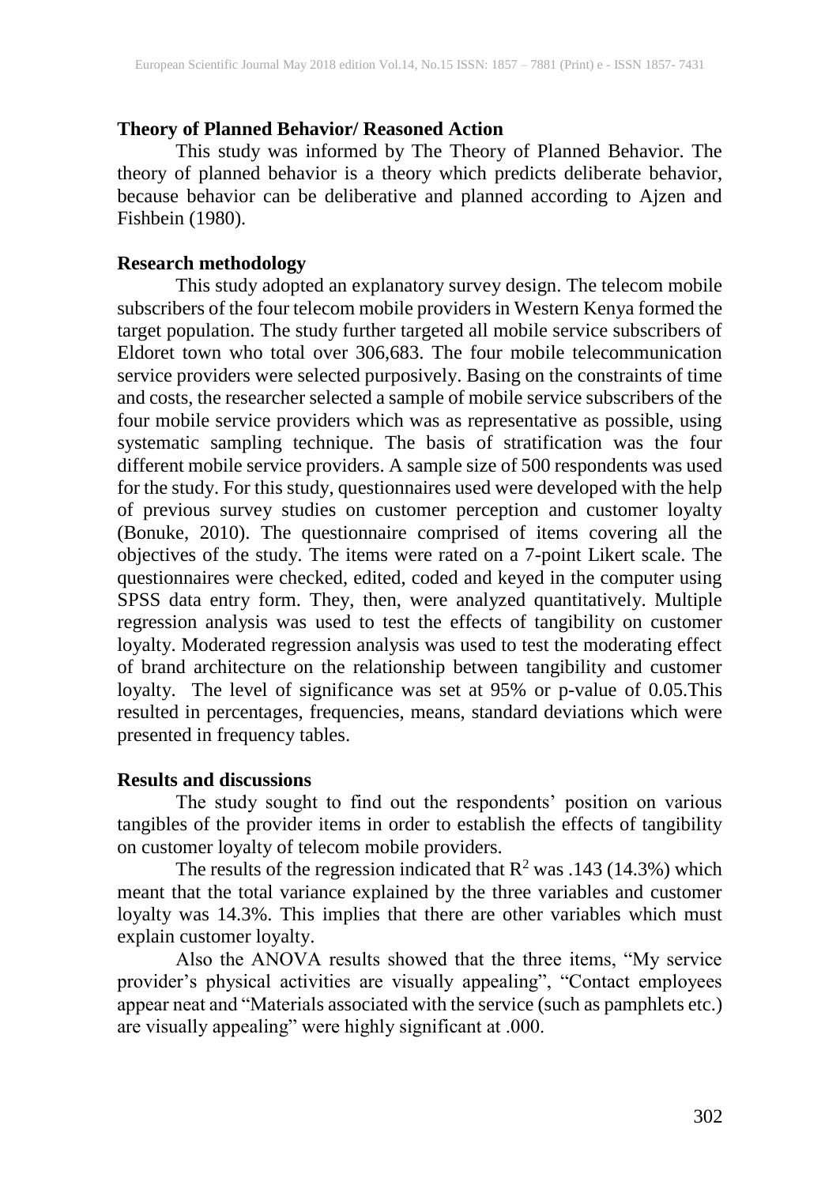## Theory of Planned Behavior/ Reasoned Action

This study was informed by The Theory of Planned Behavior. The theory of planned behavior is a theory which predicts deliberate behavior, because behavior can be deliberative and planned according to Ajzen and Fishbein (1980).

## Research methodology

This study adopted an explanatory survey design. The telecom mobile subscribers of the four telecom mobile providers in Western Kenya formed the target population. The study further targeted all mobile service subscribers of Eldoret town who total over 306,683. The four mobile telecommunication service providers were selected purposively. Basing on the constraints of time and costs, the researcher selected a sample of mobile service subscribers of the four mobile service providers which was as representative as possible, using systematic sampling technique. The basis of stratification was the four different mobile service providers. A sample size of 500 respondents was used for the study. For this study, questionnaires used were developed with the help of previous survey studies on customer perception and customer loyalty (Bonuke, 2010). The questionnaire comprised of items covering all the objectives of the study. The items were rated on a 7-point Likert scale. The questionnaires were checked, edited, coded and keyed in the computer using SPSS data entry form. They, then, were analyzed quantitatively. Multiple regression analysis was used to test the effects of tangibility on customer loyalty. Moderated regression analysis was used to test the moderating effect of brand architecture on the relationship between tangibility and customer loyalty. The level of significance was set at 95% or p-value of 0.05.This resulted in percentages, frequencies, means, standard deviations which were presented in frequency tables.

## Results and discussions

The study sought to find out the respondents' position on various tangibles of the provider items in order to establish the effects of tangibility on customer loyalty of telecom mobile providers.

The results of the regression indicated that $R^2$ was .143 (14.3%) which meant that the total variance explained by the three variables and customer loyalty was 14.3%. This implies that there are other variables which must explain customer loyalty.

Also the ANOVA results showed that the three items, "My service provider's physical activities are visually appealing", "Contact employees appear neat and "Materials associated with the service (such as pamphlets etc.) are visually appealing" were highly significant at .000.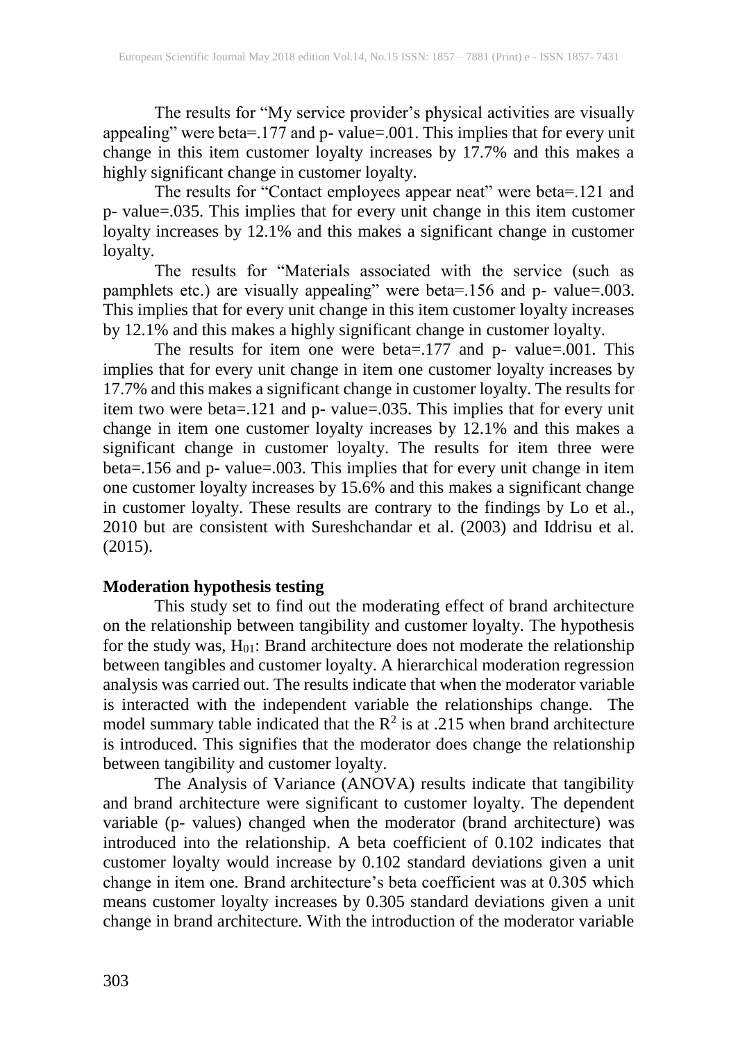The results for "My service provider's physical activities are visually appealing" were beta=.177 and p- value=.001. This implies that for every unit change in this item customer loyalty increases by 17.7% and this makes a highly significant change in customer loyalty.

The results for "Contact employees appear neat" were beta=.121 and p- value=.035. This implies that for every unit change in this item customer loyalty increases by 12.1% and this makes a significant change in customer loyalty.

The results for "Materials associated with the service (such as pamphlets etc.) are visually appealing" were beta=.156 and p- value=.003. This implies that for every unit change in this item customer loyalty increases by 12.1% and this makes a highly significant change in customer loyalty.

The results for item one were beta=.177 and p- value=.001. This implies that for every unit change in item one customer loyalty increases by 17.7% and this makes a significant change in customer loyalty. The results for item two were beta=.121 and p- value=.035. This implies that for every unit change in item one customer loyalty increases by 12.1% and this makes a significant change in customer loyalty. The results for item three were beta=.156 and p- value=.003. This implies that for every unit change in item one customer loyalty increases by 15.6% and this makes a significant change in customer loyalty. These results are contrary to the findings by Lo et al., 2010 but are consistent with Sureshchandar et al. (2003) and Iddrisu et al. (2015).

**Moderation hypothesis testing**

This study set to find out the moderating effect of brand architecture on the relationship between tangibility and customer loyalty. The hypothesis for the study was, $H_{01}$: Brand architecture does not moderate the relationship between tangibles and customer loyalty. A hierarchical moderation regression analysis was carried out. The results indicate that when the moderator variable is interacted with the independent variable the relationships change. The model summary table indicated that the $R^2$ is at .215 when brand architecture is introduced. This signifies that the moderator does change the relationship between tangibility and customer loyalty.

The Analysis of Variance (ANOVA) results indicate that tangibility and brand architecture were significant to customer loyalty. The dependent variable (p- values) changed when the moderator (brand architecture) was introduced into the relationship. A beta coefficient of 0.102 indicates that customer loyalty would increase by 0.102 standard deviations given a unit change in item one. Brand architecture's beta coefficient was at 0.305 which means customer loyalty increases by 0.305 standard deviations given a unit change in brand architecture. With the introduction of the moderator variable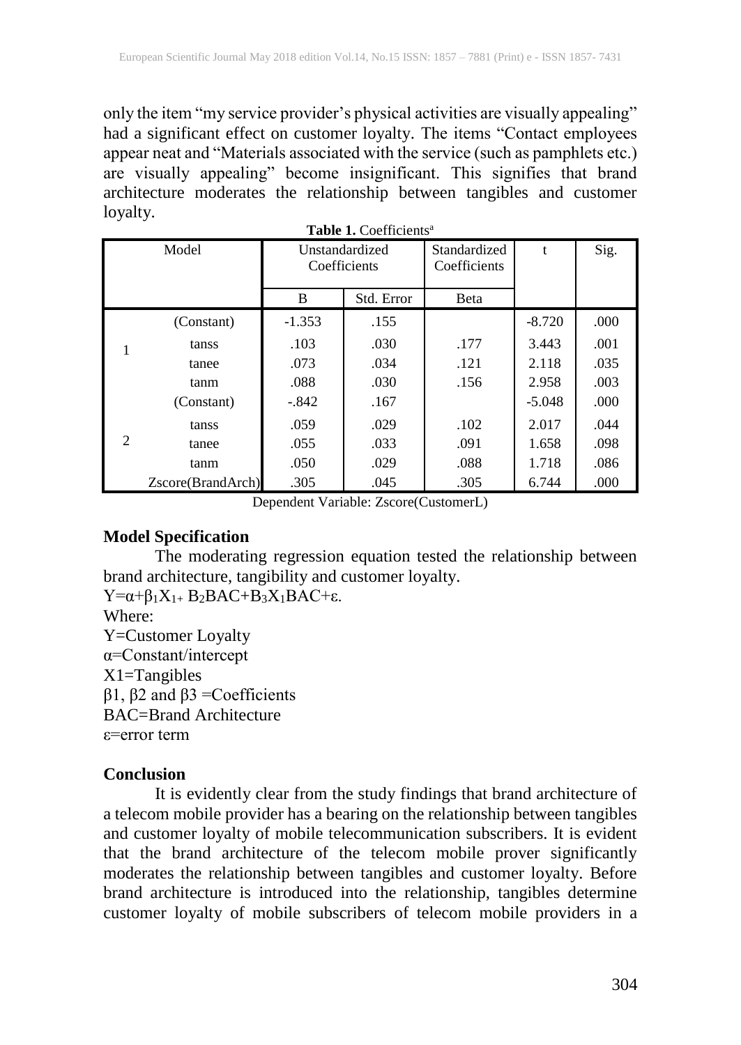only the item "my service provider's physical activities are visually appealing" had a significant effect on customer loyalty. The items "Contact employees appear neat and "Materials associated with the service (such as pamphlets etc.) are visually appealing" become insignificant. This signifies that brand architecture moderates the relationship between tangibles and customer loyalty.

**Table 1.** Coefficients[a]

| Model | | Unstandardized Coefficients | | Standardized Coefficients | t | Sig. |
|---|---|---|---|---|---|---|
| | | B | Std. Error | Beta | | |
| 1 | (Constant) | -1.353 | .155 | | -8.720 | .000 |
| | tanss | .103 | .030 | .177 | 3.443 | .001 |
| | tanee | .073 | .034 | .121 | 2.118 | .035 |
| | tanm | .088 | .030 | .156 | 2.958 | .003 |
| 2 | (Constant) | -.842 | .167 | | -5.048 | .000 |
| | tanss | .059 | .029 | .102 | 2.017 | .044 |
| | tanee | .055 | .033 | .091 | 1.658 | .098 |
| | tanm | .050 | .029 | .088 | 1.718 | .086 |
| | Zscore(BrandArch) | .305 | .045 | .305 | 6.744 | .000 |

Dependent Variable: Zscore(CustomerL)

### Model Specification

The moderating regression equation tested the relationship between brand architecture, tangibility and customer loyalty.

$Y=\alpha+\beta_1X_1+B_2BAC+B_3X_1BAC+\varepsilon.$

Where:

Y=Customer Loyalty

$\alpha$=Constant/intercept

X1=Tangibles

$\beta1$, $\beta2$ and $\beta3$ =Coefficients

BAC=Brand Architecture

$\varepsilon$=error term

### Conclusion

It is evidently clear from the study findings that brand architecture of a telecom mobile provider has a bearing on the relationship between tangibles and customer loyalty of mobile telecommunication subscribers. It is evident that the brand architecture of the telecom mobile prover significantly moderates the relationship between tangibles and customer loyalty. Before brand architecture is introduced into the relationship, tangibles determine customer loyalty of mobile subscribers of telecom mobile providers in a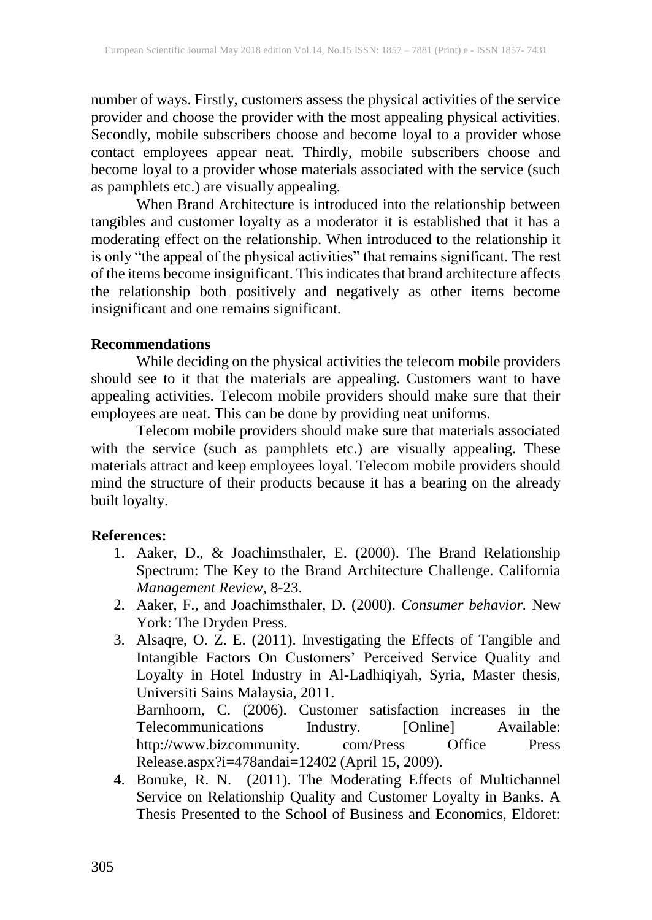number of ways. Firstly, customers assess the physical activities of the service provider and choose the provider with the most appealing physical activities. Secondly, mobile subscribers choose and become loyal to a provider whose contact employees appear neat. Thirdly, mobile subscribers choose and become loyal to a provider whose materials associated with the service (such as pamphlets etc.) are visually appealing.

When Brand Architecture is introduced into the relationship between tangibles and customer loyalty as a moderator it is established that it has a moderating effect on the relationship. When introduced to the relationship it is only "the appeal of the physical activities" that remains significant. The rest of the items become insignificant. This indicates that brand architecture affects the relationship both positively and negatively as other items become insignificant and one remains significant.

### Recommendations

While deciding on the physical activities the telecom mobile providers should see to it that the materials are appealing. Customers want to have appealing activities. Telecom mobile providers should make sure that their employees are neat. This can be done by providing neat uniforms.

Telecom mobile providers should make sure that materials associated with the service (such as pamphlets etc.) are visually appealing. These materials attract and keep employees loyal. Telecom mobile providers should mind the structure of their products because it has a bearing on the already built loyalty.

### References:

1. Aaker, D., & Joachimsthaler, E. (2000). The Brand Relationship Spectrum: The Key to the Brand Architecture Challenge. California *Management Review*, 8-23.
2. Aaker, F., and Joachimsthaler, D. (2000). *Consumer behavior*. New York: The Dryden Press.
3. Alsaqre, O. Z. E. (2011). Investigating the Effects of Tangible and Intangible Factors On Customers' Perceived Service Quality and Loyalty in Hotel Industry in Al-Ladhiqiyah, Syria, Master thesis, Universiti Sains Malaysia, 2011.
   Barnhoorn, C. (2006). Customer satisfaction increases in the Telecommunications Industry. [Online] Available: http://www.bizcommunity. com/Press Office Press Release.aspx?i=478andai=12402 (April 15, 2009).
4. Bonuke, R. N. (2011). The Moderating Effects of Multichannel Service on Relationship Quality and Customer Loyalty in Banks. A Thesis Presented to the School of Business and Economics, Eldoret: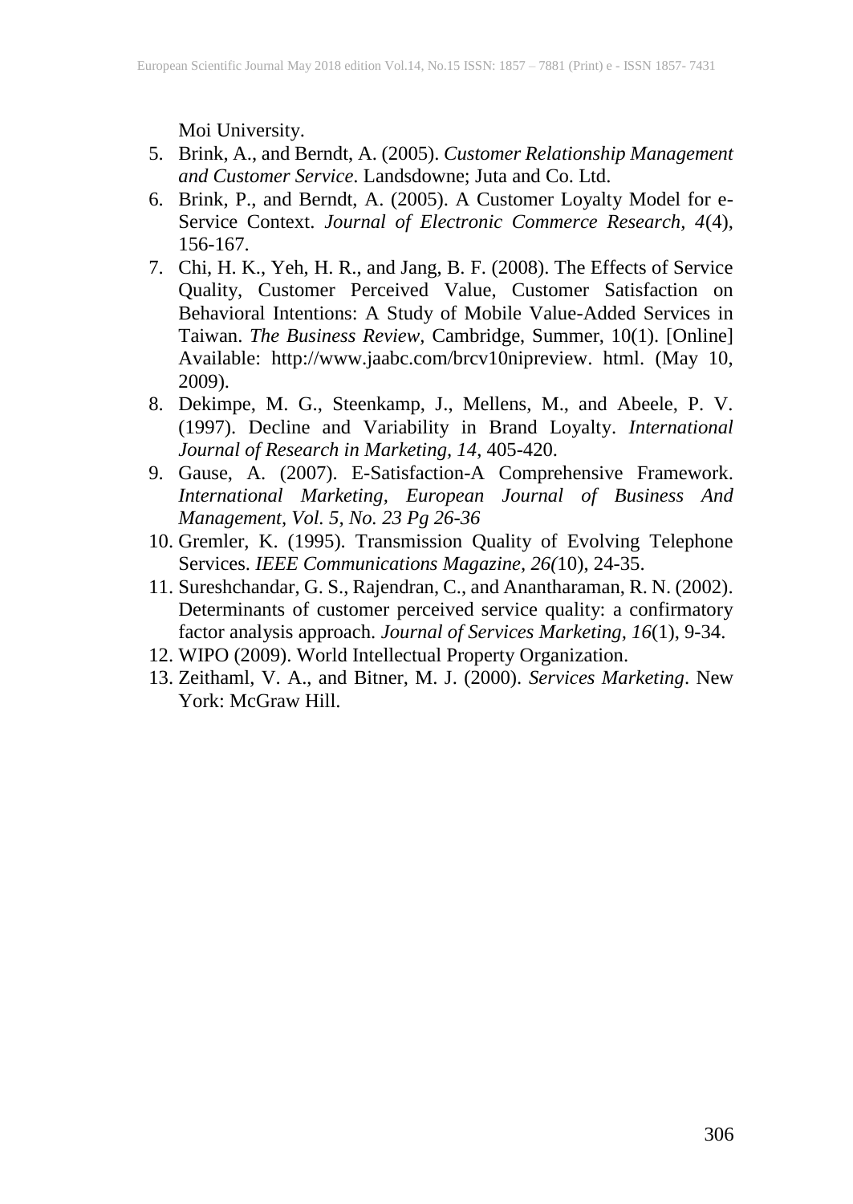Moi University.

5. Brink, A., and Berndt, A. (2005). *Customer Relationship Management and Customer Service*. Landsdowne; Juta and Co. Ltd.
6. Brink, P., and Berndt, A. (2005). A Customer Loyalty Model for e-Service Context. *Journal of Electronic Commerce Research, 4*(4), 156-167.
7. Chi, H. K., Yeh, H. R., and Jang, B. F. (2008). The Effects of Service Quality, Customer Perceived Value, Customer Satisfaction on Behavioral Intentions: A Study of Mobile Value-Added Services in Taiwan. *The Business Review*, Cambridge, Summer, 10(1). [Online] Available: http://www.jaabc.com/brcv10nipreview. html. (May 10, 2009).
8. Dekimpe, M. G., Steenkamp, J., Mellens, M., and Abeele, P. V. (1997). Decline and Variability in Brand Loyalty. *International Journal of Research in Marketing, 14*, 405-420.
9. Gause, A. (2007). E-Satisfaction-A Comprehensive Framework. *International Marketing, European Journal of Business And Management, Vol. 5, No. 23 Pg 26-36*
10. Gremler, K. (1995). Transmission Quality of Evolving Telephone Services. *IEEE Communications Magazine, 26(*10), 24-35.
11. Sureshchandar, G. S., Rajendran, C., and Anantharaman, R. N. (2002). Determinants of customer perceived service quality: a confirmatory factor analysis approach. *Journal of Services Marketing, 16*(1), 9-34.
12. WIPO (2009). World Intellectual Property Organization.
13. Zeithaml, V. A., and Bitner, M. J. (2000). *Services Marketing*. New York: McGraw Hill.